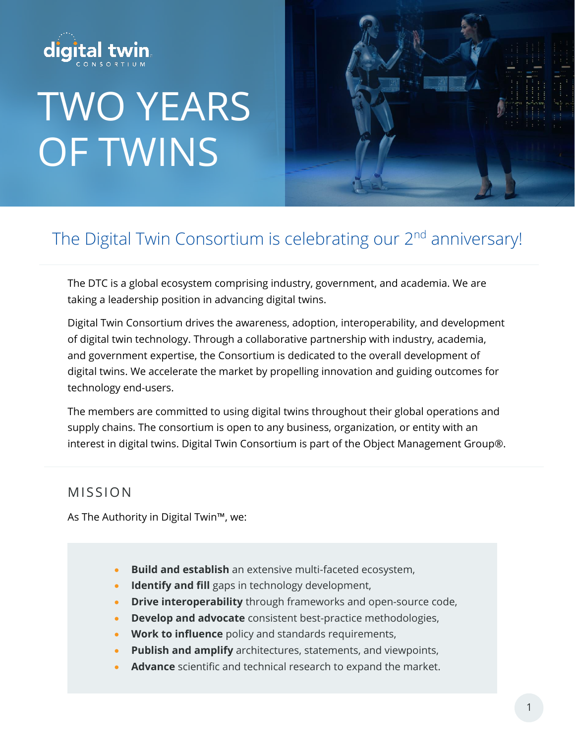digital twin CONSORTIUM

# TWO YEARS OF TWINS

## The Digital Twin Consortium is celebrating our 2nd anniversary!

The DTC is a global ecosystem comprising industry, government, and academia. We are taking a leadership position in advancing digital twins.

Digital Twin Consortium drives the awareness, adoption, interoperability, and development of digital twin technology. Through a collaborative partnership with industry, academia, and government expertise, the Consortium is dedicated to the overall development of digital twins. We accelerate the market by propelling innovation and guiding outcomes for technology end-users.

The members are committed to using digital twins throughout their global operations and supply chains. The consortium is open to any business, organization, or entity with an interest in digital twins. Digital Twin Consortium is part of the Object Management Group®.

## MISSION

As The Authority in Digital Twin™, we:

- **Build and establish** an extensive multi-faceted ecosystem,
- **Identify and fill** gaps in technology development,
- **Drive interoperability** through frameworks and open-source code,
- **Develop and advocate** consistent best-practice methodologies,
- **Work to influence** policy and standards requirements,
- **Publish and amplify** architectures, statements, and viewpoints,
- **Advance** scientific and technical research to expand the market.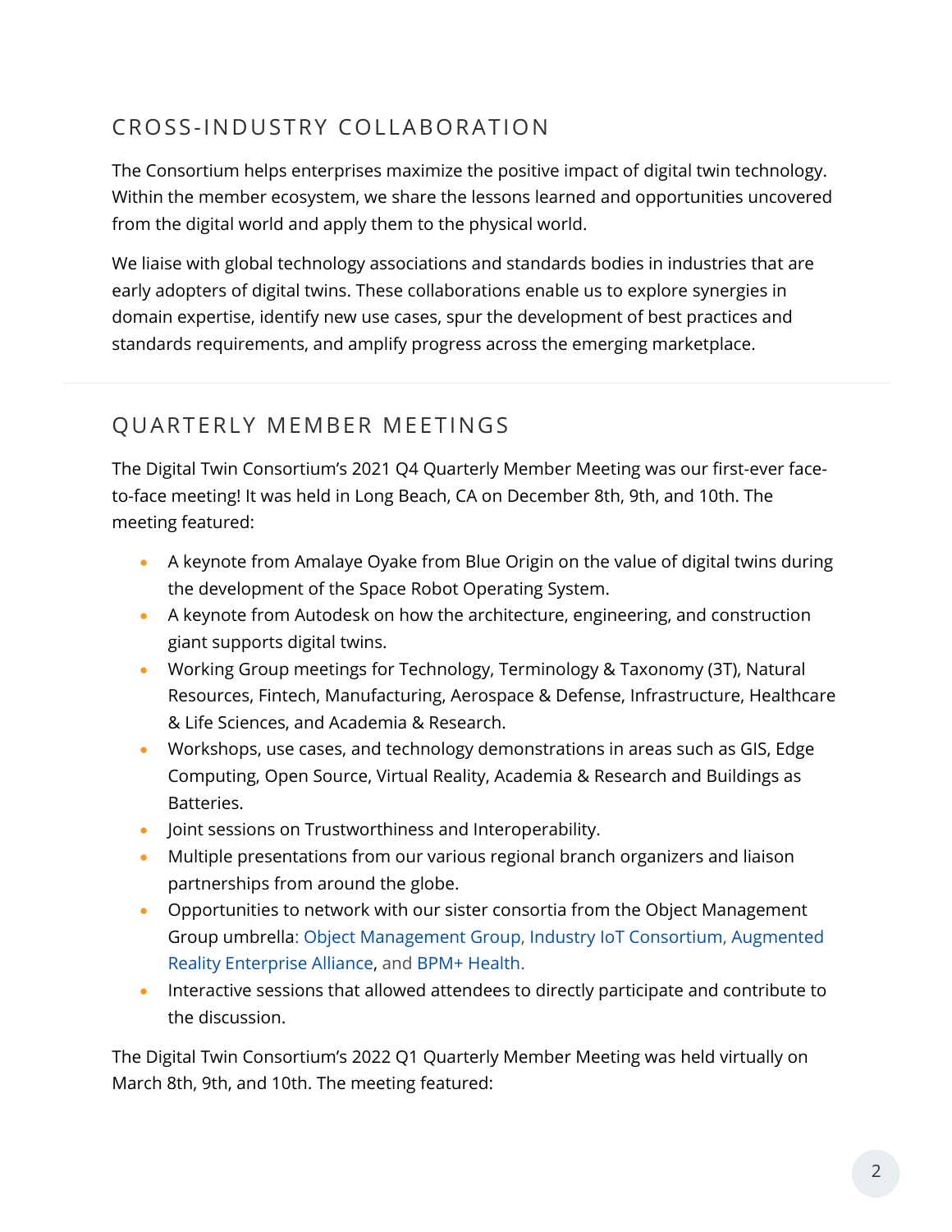## CROSS-INDUSTRY COLLABORATION

The Consortium helps enterprises maximize the positive impact of digital twin technology. Within the member ecosystem, we share the lessons learned and opportunities uncovered from the digital world and apply them to the physical world.

We liaise with global technology associations and standards bodies in industries that are early adopters of digital twins. These collaborations enable us to explore synergies in domain expertise, identify new use cases, spur the development of best practices and standards requirements, and amplify progress across the emerging marketplace.

## QUARTERLY MEMBER MEETINGS

The Digital Twin Consortium's 2021 Q4 Quarterly Member Meeting was our first-ever face-to-face meeting! It was held in Long Beach, CA on December 8th, 9th, and 10th. The meeting featured:

- A keynote from Amalaye Oyake from Blue Origin on the value of digital twins during the development of the Space Robot Operating System.
- A keynote from Autodesk on how the architecture, engineering, and construction giant supports digital twins.
- Working Group meetings for Technology, Terminology & Taxonomy (3T), Natural Resources, Fintech, Manufacturing, Aerospace & Defense, Infrastructure, Healthcare & Life Sciences, and Academia & Research.
- Workshops, use cases, and technology demonstrations in areas such as GIS, Edge Computing, Open Source, Virtual Reality, Academia & Research and Buildings as Batteries.
- Joint sessions on Trustworthiness and Interoperability.
- Multiple presentations from our various regional branch organizers and liaison partnerships from around the globe.
- Opportunities to network with our sister consortia from the Object Management Group umbrella: Object Management Group, Industry IoT Consortium, Augmented Reality Enterprise Alliance, and BPM+ Health.
- Interactive sessions that allowed attendees to directly participate and contribute to the discussion.

The Digital Twin Consortium's 2022 Q1 Quarterly Member Meeting was held virtually on March 8th, 9th, and 10th. The meeting featured: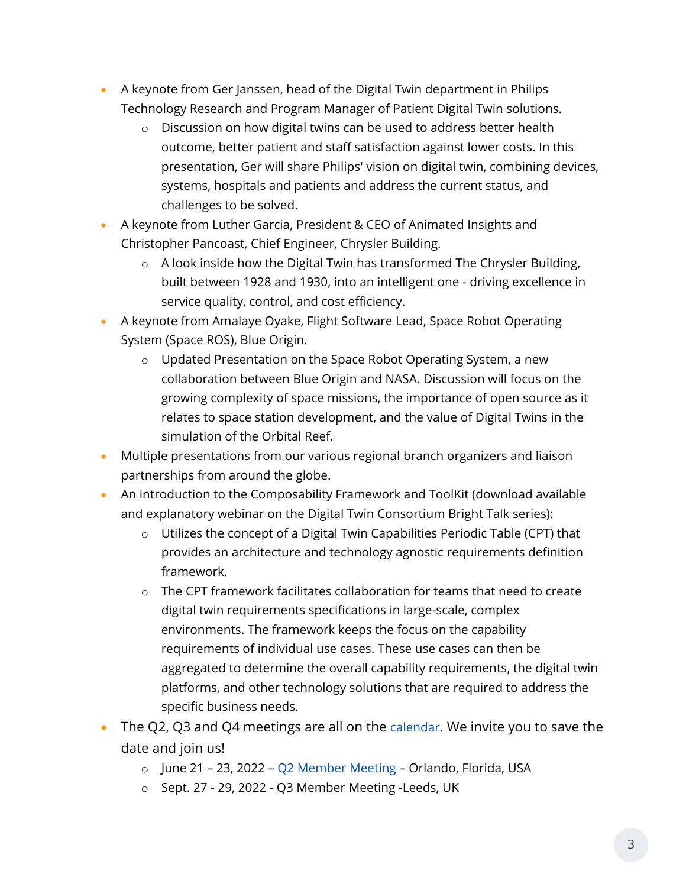- A keynote from Ger Janssen, head of the Digital Twin department in Philips Technology Research and Program Manager of Patient Digital Twin solutions.
    - Discussion on how digital twins can be used to address better health outcome, better patient and staff satisfaction against lower costs. In this presentation, Ger will share Philips' vision on digital twin, combining devices, systems, hospitals and patients and address the current status, and challenges to be solved.
- A keynote from Luther Garcia, President & CEO of Animated Insights and Christopher Pancoast, Chief Engineer, Chrysler Building.
    - A look inside how the Digital Twin has transformed The Chrysler Building, built between 1928 and 1930, into an intelligent one - driving excellence in service quality, control, and cost efficiency.
- A keynote from Amalaye Oyake, Flight Software Lead, Space Robot Operating System (Space ROS), Blue Origin.
    - Updated Presentation on the Space Robot Operating System, a new collaboration between Blue Origin and NASA. Discussion will focus on the growing complexity of space missions, the importance of open source as it relates to space station development, and the value of Digital Twins in the simulation of the Orbital Reef.
- Multiple presentations from our various regional branch organizers and liaison partnerships from around the globe.
- An introduction to the Composability Framework and ToolKit (download available and explanatory webinar on the Digital Twin Consortium Bright Talk series):
    - Utilizes the concept of a Digital Twin Capabilities Periodic Table (CPT) that provides an architecture and technology agnostic requirements definition framework.
    - The CPT framework facilitates collaboration for teams that need to create digital twin requirements specifications in large-scale, complex environments. The framework keeps the focus on the capability requirements of individual use cases. These use cases can then be aggregated to determine the overall capability requirements, the digital twin platforms, and other technology solutions that are required to address the specific business needs.
- The Q2, Q3 and Q4 meetings are all on the calendar. We invite you to save the date and join us!
    - June 21 – 23, 2022 – Q2 Member Meeting – Orlando, Florida, USA
    - Sept. 27 - 29, 2022 - Q3 Member Meeting -Leeds, UK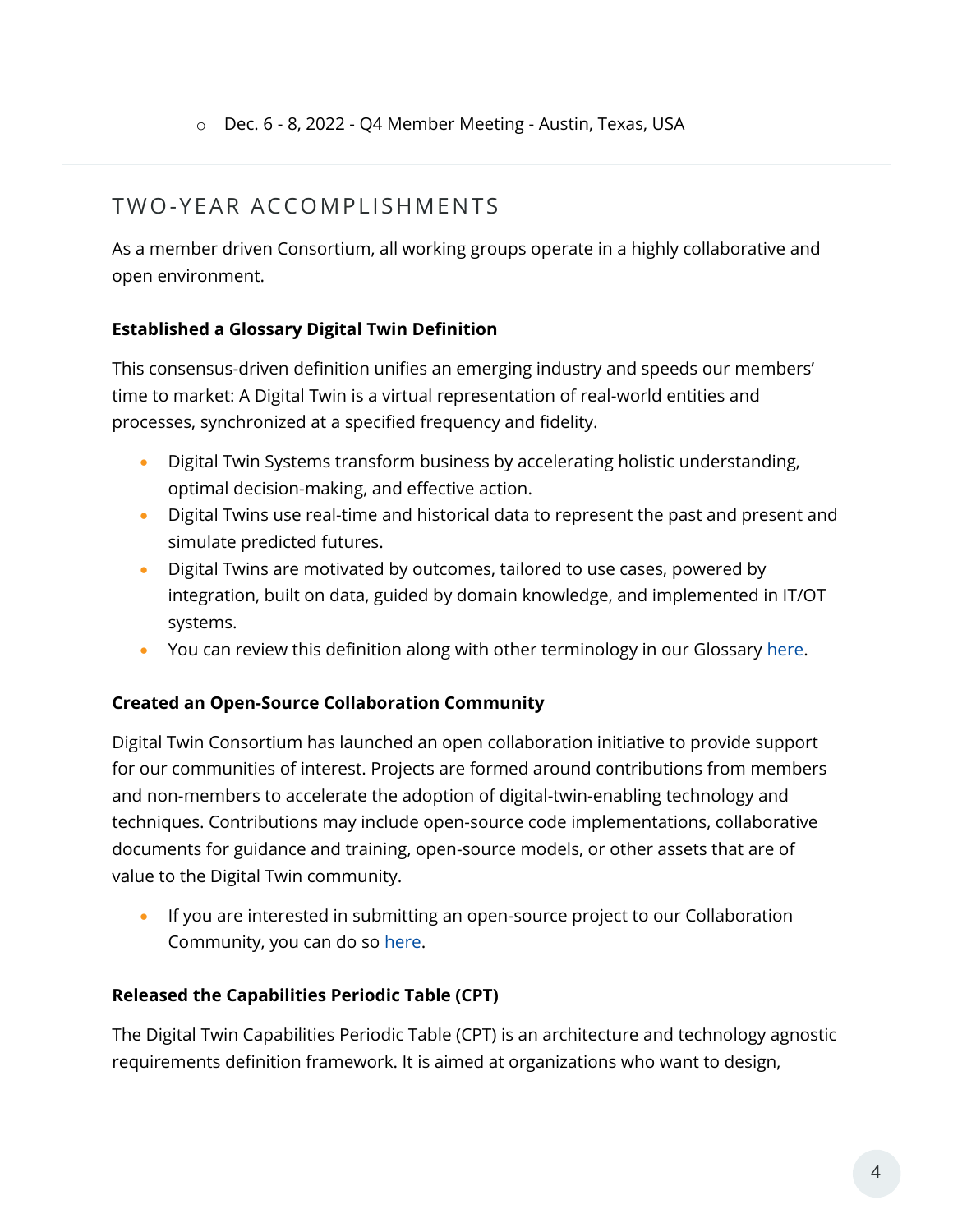- Dec. 6 - 8, 2022 - Q4 Member Meeting - Austin, Texas, USA

## TWO-YEAR ACCOMPLISHMENTS

As a member driven Consortium, all working groups operate in a highly collaborative and open environment.

**Established a Glossary Digital Twin Definition**

This consensus-driven definition unifies an emerging industry and speeds our members' time to market: A Digital Twin is a virtual representation of real-world entities and processes, synchronized at a specified frequency and fidelity.

- Digital Twin Systems transform business by accelerating holistic understanding, optimal decision-making, and effective action.
- Digital Twins use real-time and historical data to represent the past and present and simulate predicted futures.
- Digital Twins are motivated by outcomes, tailored to use cases, powered by integration, built on data, guided by domain knowledge, and implemented in IT/OT systems.
- You can review this definition along with other terminology in our Glossary here.

**Created an Open-Source Collaboration Community**

Digital Twin Consortium has launched an open collaboration initiative to provide support for our communities of interest. Projects are formed around contributions from members and non-members to accelerate the adoption of digital-twin-enabling technology and techniques. Contributions may include open-source code implementations, collaborative documents for guidance and training, open-source models, or other assets that are of value to the Digital Twin community.

- If you are interested in submitting an open-source project to our Collaboration Community, you can do so here.

**Released the Capabilities Periodic Table (CPT)**

The Digital Twin Capabilities Periodic Table (CPT) is an architecture and technology agnostic requirements definition framework. It is aimed at organizations who want to design,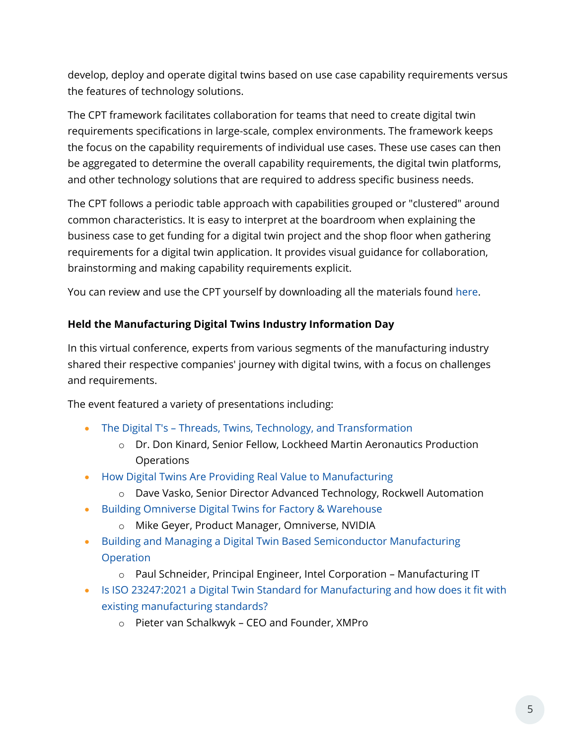develop, deploy and operate digital twins based on use case capability requirements versus the features of technology solutions.

The CPT framework facilitates collaboration for teams that need to create digital twin requirements specifications in large-scale, complex environments. The framework keeps the focus on the capability requirements of individual use cases. These use cases can then be aggregated to determine the overall capability requirements, the digital twin platforms, and other technology solutions that are required to address specific business needs.

The CPT follows a periodic table approach with capabilities grouped or "clustered" around common characteristics. It is easy to interpret at the boardroom when explaining the business case to get funding for a digital twin project and the shop floor when gathering requirements for a digital twin application. It provides visual guidance for collaboration, brainstorming and making capability requirements explicit.

You can review and use the CPT yourself by downloading all the materials found here.

**Held the Manufacturing Digital Twins Industry Information Day**

In this virtual conference, experts from various segments of the manufacturing industry shared their respective companies' journey with digital twins, with a focus on challenges and requirements.

The event featured a variety of presentations including:

- The Digital T's – Threads, Twins, Technology, and Transformation
  - Dr. Don Kinard, Senior Fellow, Lockheed Martin Aeronautics Production Operations
- How Digital Twins Are Providing Real Value to Manufacturing
  - Dave Vasko, Senior Director Advanced Technology, Rockwell Automation
- Building Omniverse Digital Twins for Factory & Warehouse
  - Mike Geyer, Product Manager, Omniverse, NVIDIA
- Building and Managing a Digital Twin Based Semiconductor Manufacturing Operation
  - Paul Schneider, Principal Engineer, Intel Corporation – Manufacturing IT
- Is ISO 23247:2021 a Digital Twin Standard for Manufacturing and how does it fit with existing manufacturing standards?
  - Pieter van Schalkwyk – CEO and Founder, XMPro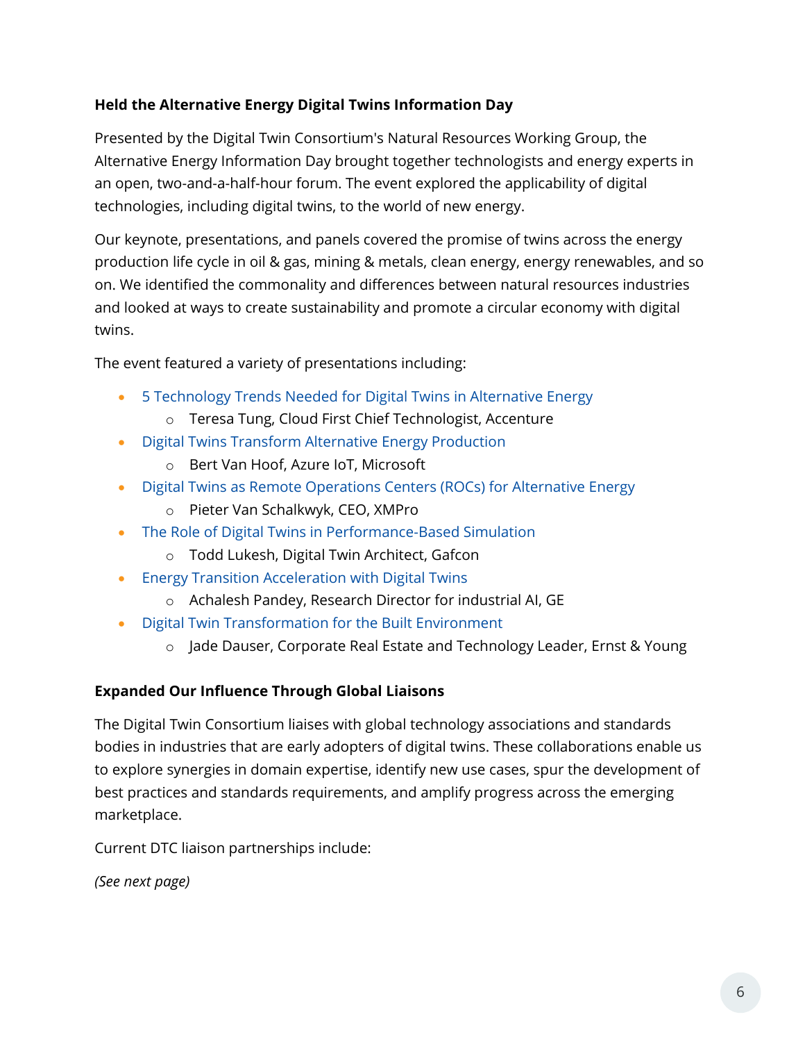### Held the Alternative Energy Digital Twins Information Day

Presented by the Digital Twin Consortium's Natural Resources Working Group, the Alternative Energy Information Day brought together technologists and energy experts in an open, two-and-a-half-hour forum. The event explored the applicability of digital technologies, including digital twins, to the world of new energy.

Our keynote, presentations, and panels covered the promise of twins across the energy production life cycle in oil & gas, mining & metals, clean energy, energy renewables, and so on. We identified the commonality and differences between natural resources industries and looked at ways to create sustainability and promote a circular economy with digital twins.

The event featured a variety of presentations including:

- 5 Technology Trends Needed for Digital Twins in Alternative Energy
  - Teresa Tung, Cloud First Chief Technologist, Accenture
- Digital Twins Transform Alternative Energy Production
  - Bert Van Hoof, Azure IoT, Microsoft
- Digital Twins as Remote Operations Centers (ROCs) for Alternative Energy
  - Pieter Van Schalkwyk, CEO, XMPro
- The Role of Digital Twins in Performance-Based Simulation
  - Todd Lukesh, Digital Twin Architect, Gafcon
- Energy Transition Acceleration with Digital Twins
  - Achalesh Pandey, Research Director for industrial AI, GE
- Digital Twin Transformation for the Built Environment
  - Jade Dauser, Corporate Real Estate and Technology Leader, Ernst & Young

### Expanded Our Influence Through Global Liaisons

The Digital Twin Consortium liaises with global technology associations and standards bodies in industries that are early adopters of digital twins. These collaborations enable us to explore synergies in domain expertise, identify new use cases, spur the development of best practices and standards requirements, and amplify progress across the emerging marketplace.

Current DTC liaison partnerships include:

*(See next page)*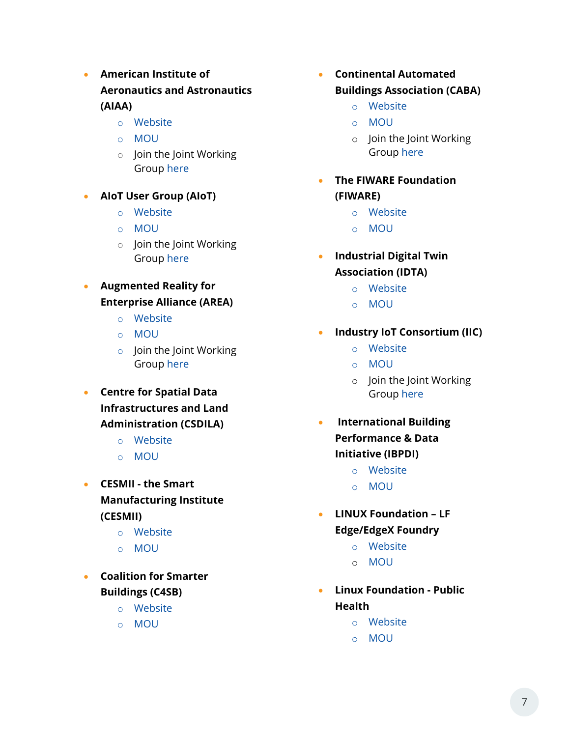- **American Institute of Aeronautics and Astronautics (AIAA)**
  - Website
  - MOU
  - Join the Joint Working Group here
- **AIoT User Group (AIoT)**
  - Website
  - MOU
  - Join the Joint Working Group here
- **Augmented Reality for Enterprise Alliance (AREA)**
  - Website
  - MOU
  - Join the Joint Working Group here
- **Centre for Spatial Data Infrastructures and Land Administration (CSDILA)**
  - Website
  - MOU
- **CESMII - the Smart Manufacturing Institute (CESMII)**
  - Website
  - MOU
- **Coalition for Smarter Buildings (C4SB)**
  - Website
  - MOU
- **Continental Automated Buildings Association (CABA)**
  - Website
  - MOU
  - Join the Joint Working Group here
- **The FIWARE Foundation (FIWARE)**
  - Website
  - MOU
- **Industrial Digital Twin Association (IDTA)**
  - Website
  - MOU
- **Industry IoT Consortium (IIC)**
  - Website
  - MOU
  - Join the Joint Working Group here
- **International Building Performance & Data Initiative (IBPDI)**
  - Website
  - MOU
- **LINUX Foundation – LF Edge/EdgeX Foundry**
  - Website
  - MOU
- **Linux Foundation - Public Health**
  - Website
  - MOU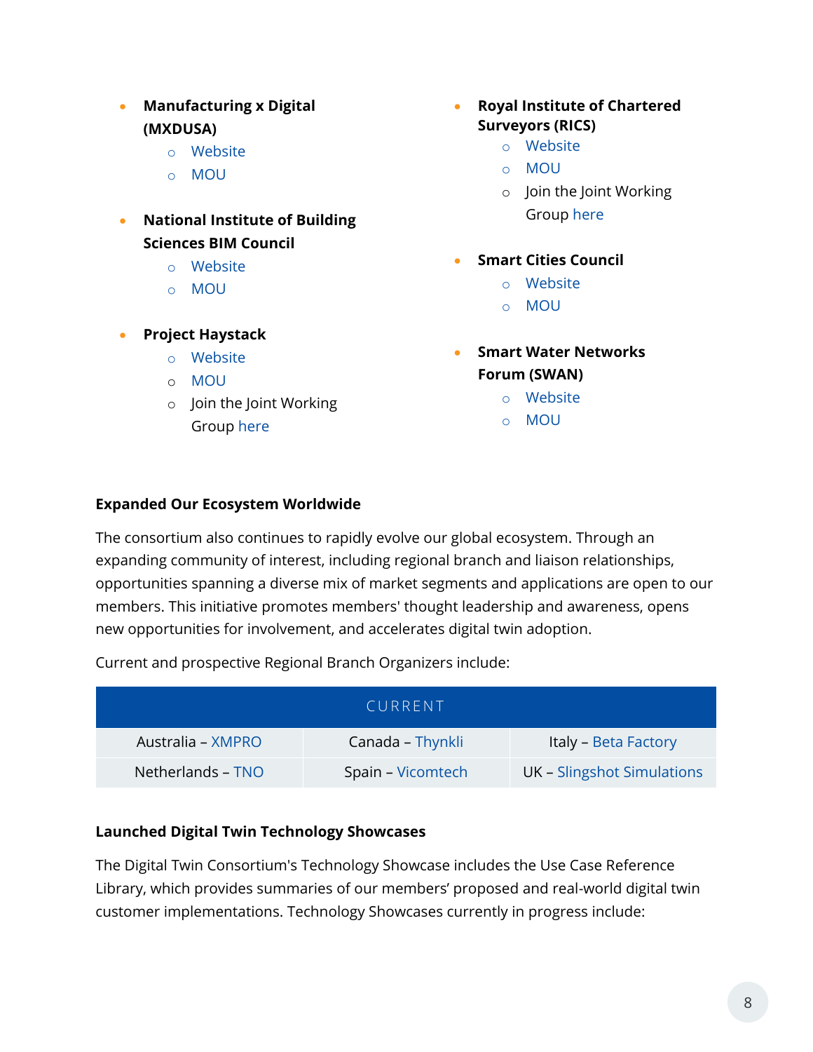- **Manufacturing x Digital (MXDUSA)**
  - Website
  - MOU

- **National Institute of Building Sciences BIM Council**
  - Website
  - MOU

- **Project Haystack**
  - Website
  - MOU
  - Join the Joint Working Group here

- **Royal Institute of Chartered Surveyors (RICS)**
  - Website
  - MOU
  - Join the Joint Working Group here

- **Smart Cities Council**
  - Website
  - MOU

- **Smart Water Networks Forum (SWAN)**
  - Website
  - MOU

**Expanded Our Ecosystem Worldwide**

The consortium also continues to rapidly evolve our global ecosystem. Through an expanding community of interest, including regional branch and liaison relationships, opportunities spanning a diverse mix of market segments and applications are open to our members. This initiative promotes members' thought leadership and awareness, opens new opportunities for involvement, and accelerates digital twin adoption.

Current and prospective Regional Branch Organizers include:

| CURRENT | | |
|---|---|---|
| Australia – XMPRO | Canada – Thynkli | Italy – Beta Factory |
| Netherlands – TNO | Spain – Vicomtech | UK – Slingshot Simulations |

**Launched Digital Twin Technology Showcases**

The Digital Twin Consortium's Technology Showcase includes the Use Case Reference Library, which provides summaries of our members' proposed and real-world digital twin customer implementations. Technology Showcases currently in progress include: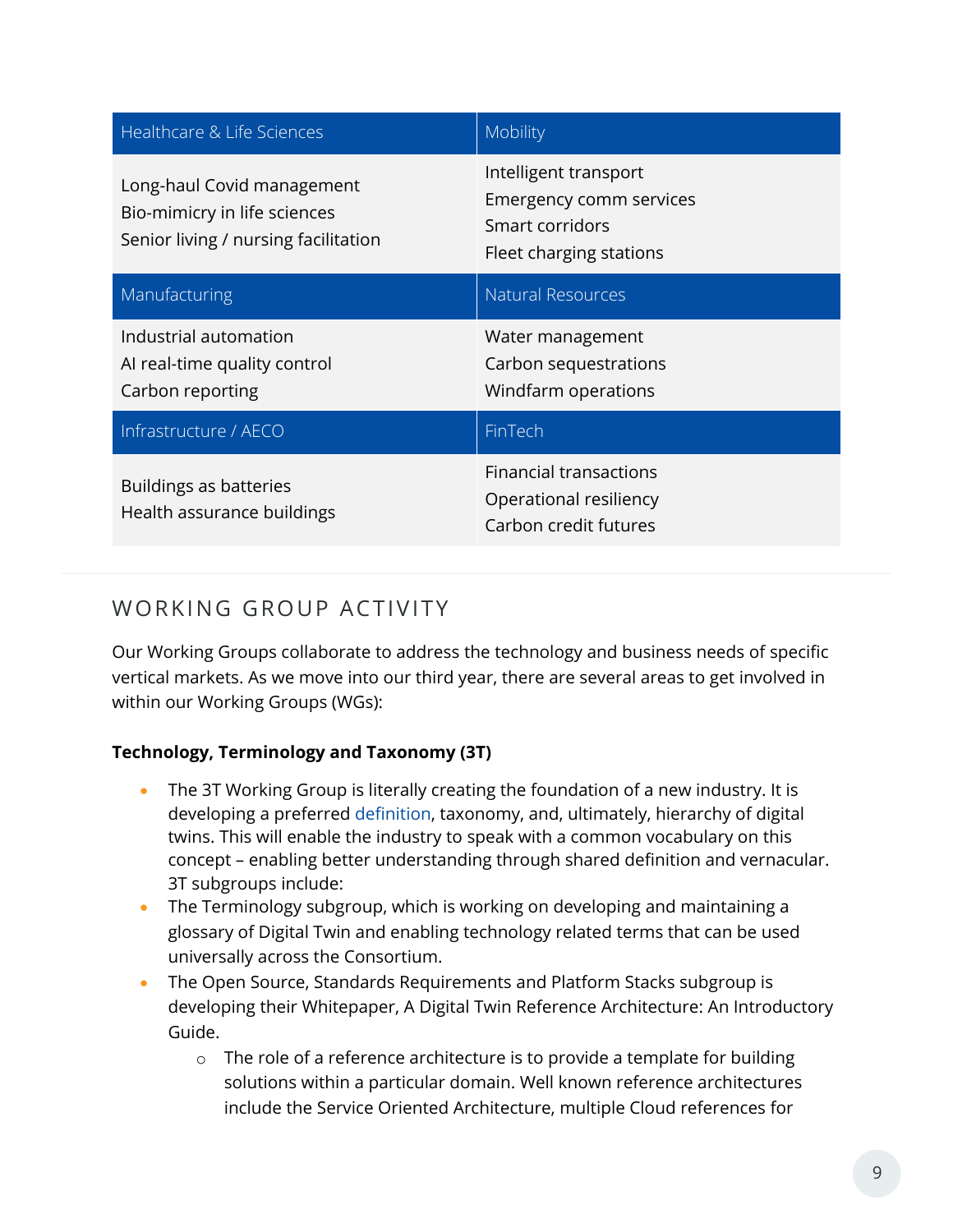| Healthcare & Life Sciences | Mobility |
|---|---|
| Long-haul Covid management<br>Bio-mimicry in life sciences<br>Senior living / nursing facilitation | Intelligent transport<br>Emergency comm services<br>Smart corridors<br>Fleet charging stations |
| **Manufacturing** | **Natural Resources** |
| Industrial automation<br>AI real-time quality control<br>Carbon reporting | Water management<br>Carbon sequestrations<br>Windfarm operations |
| **Infrastructure / AECO** | **FinTech** |
| Buildings as batteries<br>Health assurance buildings | Financial transactions<br>Operational resiliency<br>Carbon credit futures |

## WORKING GROUP ACTIVITY

Our Working Groups collaborate to address the technology and business needs of specific vertical markets. As we move into our third year, there are several areas to get involved in within our Working Groups (WGs):

**Technology, Terminology and Taxonomy (3T)**

- The 3T Working Group is literally creating the foundation of a new industry. It is developing a preferred definition, taxonomy, and, ultimately, hierarchy of digital twins. This will enable the industry to speak with a common vocabulary on this concept – enabling better understanding through shared definition and vernacular. 3T subgroups include:
- The Terminology subgroup, which is working on developing and maintaining a glossary of Digital Twin and enabling technology related terms that can be used universally across the Consortium.
- The Open Source, Standards Requirements and Platform Stacks subgroup is developing their Whitepaper, A Digital Twin Reference Architecture: An Introductory Guide.
    - The role of a reference architecture is to provide a template for building solutions within a particular domain. Well known reference architectures include the Service Oriented Architecture, multiple Cloud references for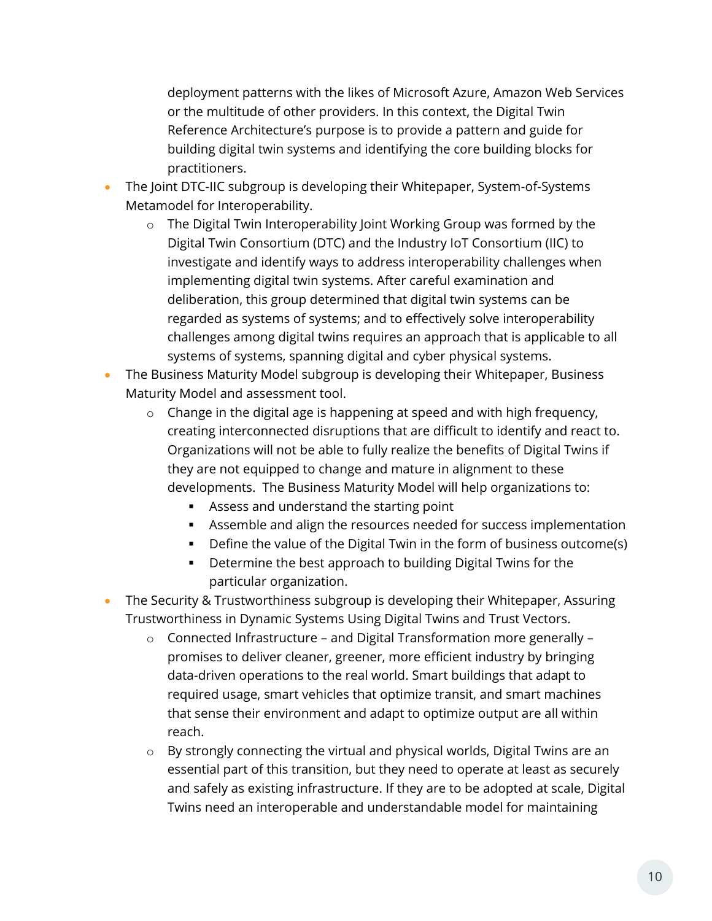deployment patterns with the likes of Microsoft Azure, Amazon Web Services or the multitude of other providers. In this context, the Digital Twin Reference Architecture's purpose is to provide a pattern and guide for building digital twin systems and identifying the core building blocks for practitioners.

- The Joint DTC-IIC subgroup is developing their Whitepaper, System-of-Systems Metamodel for Interoperability.
    - The Digital Twin Interoperability Joint Working Group was formed by the Digital Twin Consortium (DTC) and the Industry IoT Consortium (IIC) to investigate and identify ways to address interoperability challenges when implementing digital twin systems. After careful examination and deliberation, this group determined that digital twin systems can be regarded as systems of systems; and to effectively solve interoperability challenges among digital twins requires an approach that is applicable to all systems of systems, spanning digital and cyber physical systems.
- The Business Maturity Model subgroup is developing their Whitepaper, Business Maturity Model and assessment tool.
    - Change in the digital age is happening at speed and with high frequency, creating interconnected disruptions that are difficult to identify and react to. Organizations will not be able to fully realize the benefits of Digital Twins if they are not equipped to change and mature in alignment to these developments. The Business Maturity Model will help organizations to:
        - Assess and understand the starting point
        - Assemble and align the resources needed for success implementation
        - Define the value of the Digital Twin in the form of business outcome(s)
        - Determine the best approach to building Digital Twins for the particular organization.
- The Security & Trustworthiness subgroup is developing their Whitepaper, Assuring Trustworthiness in Dynamic Systems Using Digital Twins and Trust Vectors.
    - Connected Infrastructure – and Digital Transformation more generally – promises to deliver cleaner, greener, more efficient industry by bringing data-driven operations to the real world. Smart buildings that adapt to required usage, smart vehicles that optimize transit, and smart machines that sense their environment and adapt to optimize output are all within reach.
    - By strongly connecting the virtual and physical worlds, Digital Twins are an essential part of this transition, but they need to operate at least as securely and safely as existing infrastructure. If they are to be adopted at scale, Digital Twins need an interoperable and understandable model for maintaining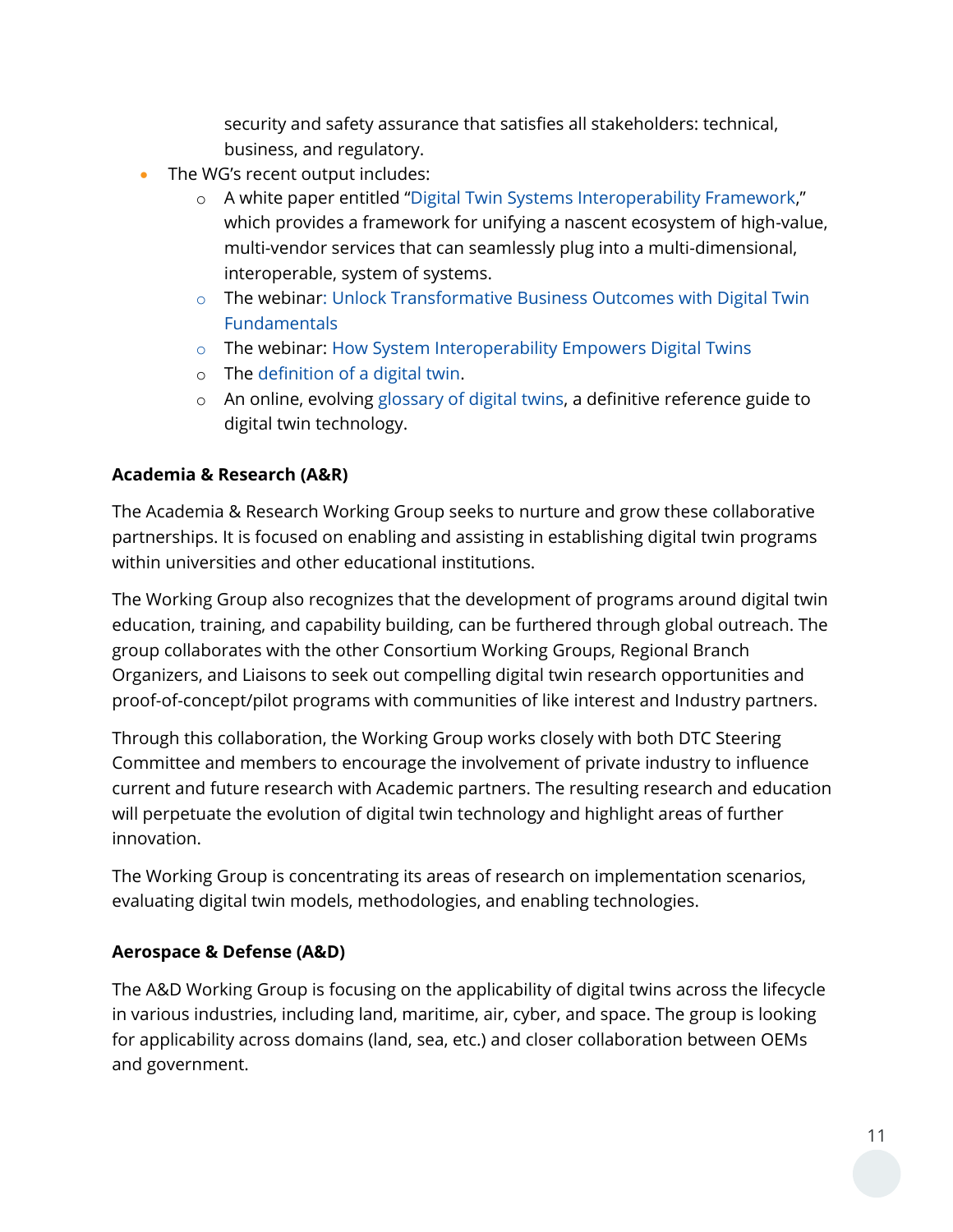security and safety assurance that satisfies all stakeholders: technical, business, and regulatory.

- The WG's recent output includes:
  - A white paper entitled "Digital Twin Systems Interoperability Framework," which provides a framework for unifying a nascent ecosystem of high-value, multi-vendor services that can seamlessly plug into a multi-dimensional, interoperable, system of systems.
  - The webinar: Unlock Transformative Business Outcomes with Digital Twin Fundamentals
  - The webinar: How System Interoperability Empowers Digital Twins
  - The definition of a digital twin.
  - An online, evolving glossary of digital twins, a definitive reference guide to digital twin technology.

**Academia & Research (A&R)**

The Academia & Research Working Group seeks to nurture and grow these collaborative partnerships. It is focused on enabling and assisting in establishing digital twin programs within universities and other educational institutions.

The Working Group also recognizes that the development of programs around digital twin education, training, and capability building, can be furthered through global outreach. The group collaborates with the other Consortium Working Groups, Regional Branch Organizers, and Liaisons to seek out compelling digital twin research opportunities and proof-of-concept/pilot programs with communities of like interest and Industry partners.

Through this collaboration, the Working Group works closely with both DTC Steering Committee and members to encourage the involvement of private industry to influence current and future research with Academic partners. The resulting research and education will perpetuate the evolution of digital twin technology and highlight areas of further innovation.

The Working Group is concentrating its areas of research on implementation scenarios, evaluating digital twin models, methodologies, and enabling technologies.

**Aerospace & Defense (A&D)**

The A&D Working Group is focusing on the applicability of digital twins across the lifecycle in various industries, including land, maritime, air, cyber, and space. The group is looking for applicability across domains (land, sea, etc.) and closer collaboration between OEMs and government.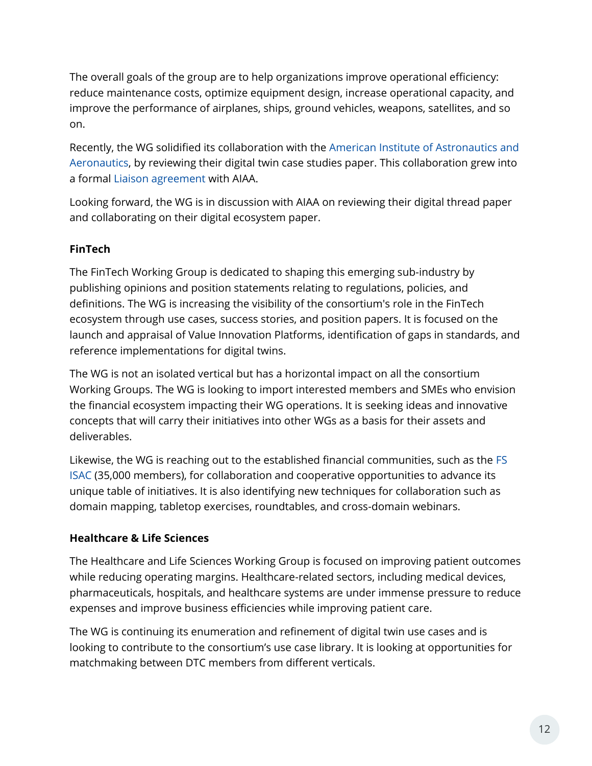The overall goals of the group are to help organizations improve operational efficiency: reduce maintenance costs, optimize equipment design, increase operational capacity, and improve the performance of airplanes, ships, ground vehicles, weapons, satellites, and so on.

Recently, the WG solidified its collaboration with the American Institute of Astronautics and Aeronautics, by reviewing their digital twin case studies paper. This collaboration grew into a formal Liaison agreement with AIAA.

Looking forward, the WG is in discussion with AIAA on reviewing their digital thread paper and collaborating on their digital ecosystem paper.

**FinTech**

The FinTech Working Group is dedicated to shaping this emerging sub-industry by publishing opinions and position statements relating to regulations, policies, and definitions. The WG is increasing the visibility of the consortium's role in the FinTech ecosystem through use cases, success stories, and position papers. It is focused on the launch and appraisal of Value Innovation Platforms, identification of gaps in standards, and reference implementations for digital twins.

The WG is not an isolated vertical but has a horizontal impact on all the consortium Working Groups. The WG is looking to import interested members and SMEs who envision the financial ecosystem impacting their WG operations. It is seeking ideas and innovative concepts that will carry their initiatives into other WGs as a basis for their assets and deliverables.

Likewise, the WG is reaching out to the established financial communities, such as the FS ISAC (35,000 members), for collaboration and cooperative opportunities to advance its unique table of initiatives. It is also identifying new techniques for collaboration such as domain mapping, tabletop exercises, roundtables, and cross-domain webinars.

**Healthcare & Life Sciences**

The Healthcare and Life Sciences Working Group is focused on improving patient outcomes while reducing operating margins. Healthcare-related sectors, including medical devices, pharmaceuticals, hospitals, and healthcare systems are under immense pressure to reduce expenses and improve business efficiencies while improving patient care.

The WG is continuing its enumeration and refinement of digital twin use cases and is looking to contribute to the consortium's use case library. It is looking at opportunities for matchmaking between DTC members from different verticals.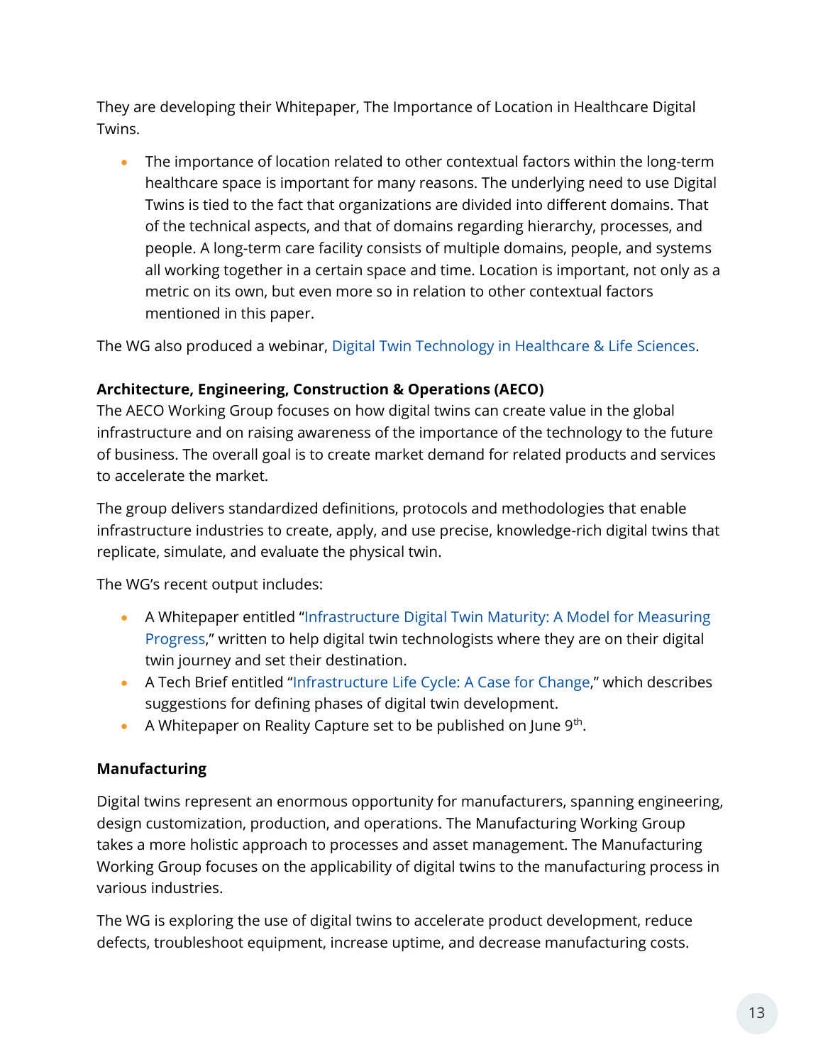They are developing their Whitepaper, The Importance of Location in Healthcare Digital Twins.

- The importance of location related to other contextual factors within the long-term healthcare space is important for many reasons. The underlying need to use Digital Twins is tied to the fact that organizations are divided into different domains. That of the technical aspects, and that of domains regarding hierarchy, processes, and people. A long-term care facility consists of multiple domains, people, and systems all working together in a certain space and time. Location is important, not only as a metric on its own, but even more so in relation to other contextual factors mentioned in this paper.

The WG also produced a webinar, Digital Twin Technology in Healthcare & Life Sciences.

**Architecture, Engineering, Construction & Operations (AECO)**

The AECO Working Group focuses on how digital twins can create value in the global infrastructure and on raising awareness of the importance of the technology to the future of business. The overall goal is to create market demand for related products and services to accelerate the market.

The group delivers standardized definitions, protocols and methodologies that enable infrastructure industries to create, apply, and use precise, knowledge-rich digital twins that replicate, simulate, and evaluate the physical twin.

The WG's recent output includes:

- A Whitepaper entitled "Infrastructure Digital Twin Maturity: A Model for Measuring Progress," written to help digital twin technologists where they are on their digital twin journey and set their destination.
- A Tech Brief entitled "Infrastructure Life Cycle: A Case for Change," which describes suggestions for defining phases of digital twin development.
- A Whitepaper on Reality Capture set to be published on June 9th.

**Manufacturing**

Digital twins represent an enormous opportunity for manufacturers, spanning engineering, design customization, production, and operations. The Manufacturing Working Group takes a more holistic approach to processes and asset management. The Manufacturing Working Group focuses on the applicability of digital twins to the manufacturing process in various industries.

The WG is exploring the use of digital twins to accelerate product development, reduce defects, troubleshoot equipment, increase uptime, and decrease manufacturing costs.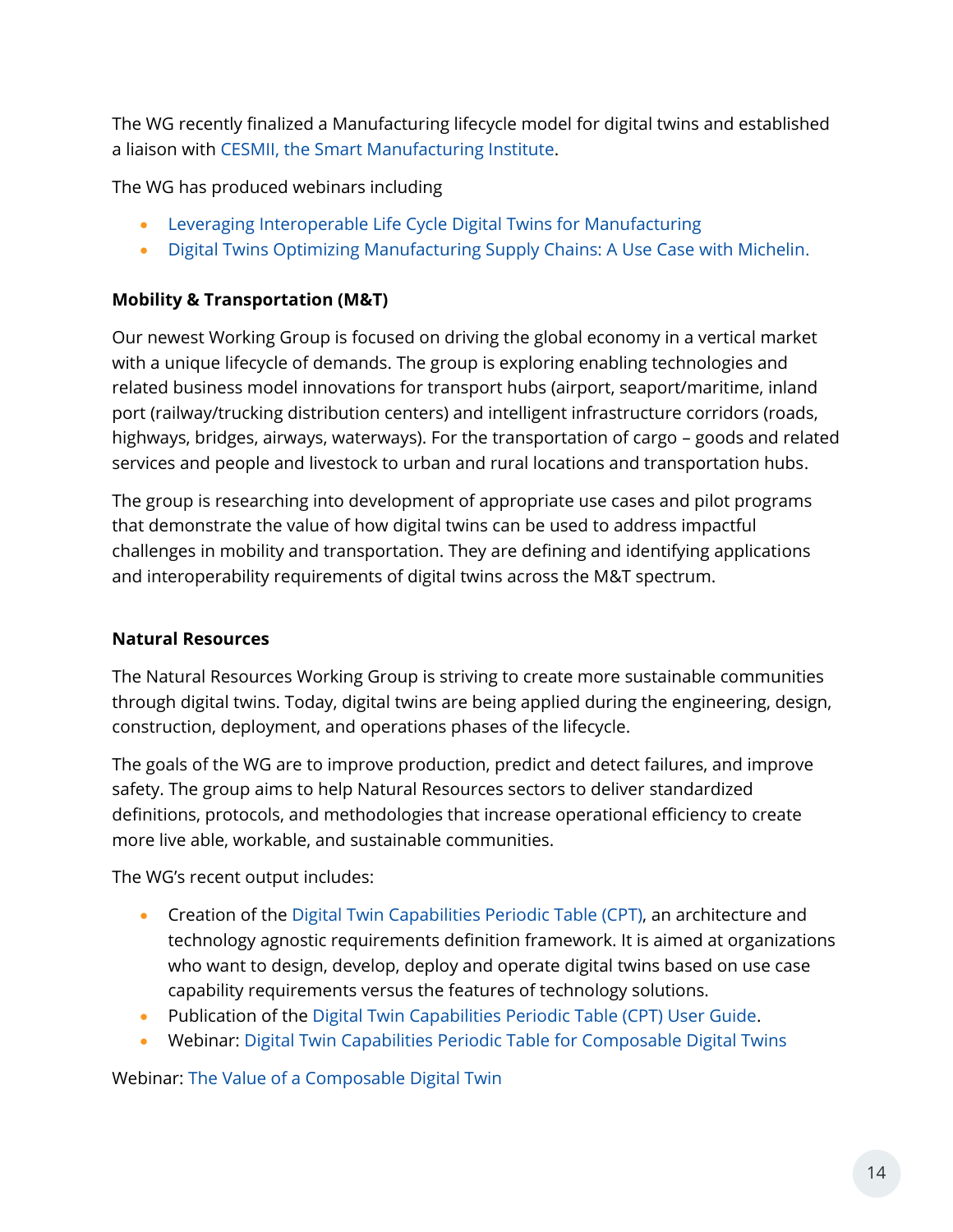The WG recently finalized a Manufacturing lifecycle model for digital twins and established a liaison with CESMII, the Smart Manufacturing Institute.

The WG has produced webinars including

- Leveraging Interoperable Life Cycle Digital Twins for Manufacturing
- Digital Twins Optimizing Manufacturing Supply Chains: A Use Case with Michelin.

**Mobility & Transportation (M&T)**

Our newest Working Group is focused on driving the global economy in a vertical market with a unique lifecycle of demands. The group is exploring enabling technologies and related business model innovations for transport hubs (airport, seaport/maritime, inland port (railway/trucking distribution centers) and intelligent infrastructure corridors (roads, highways, bridges, airways, waterways). For the transportation of cargo – goods and related services and people and livestock to urban and rural locations and transportation hubs.

The group is researching into development of appropriate use cases and pilot programs that demonstrate the value of how digital twins can be used to address impactful challenges in mobility and transportation. They are defining and identifying applications and interoperability requirements of digital twins across the M&T spectrum.

**Natural Resources**

The Natural Resources Working Group is striving to create more sustainable communities through digital twins. Today, digital twins are being applied during the engineering, design, construction, deployment, and operations phases of the lifecycle.

The goals of the WG are to improve production, predict and detect failures, and improve safety. The group aims to help Natural Resources sectors to deliver standardized definitions, protocols, and methodologies that increase operational efficiency to create more live able, workable, and sustainable communities.

The WG's recent output includes:

- Creation of the Digital Twin Capabilities Periodic Table (CPT), an architecture and technology agnostic requirements definition framework. It is aimed at organizations who want to design, develop, deploy and operate digital twins based on use case capability requirements versus the features of technology solutions.
- Publication of the Digital Twin Capabilities Periodic Table (CPT) User Guide.
- Webinar: Digital Twin Capabilities Periodic Table for Composable Digital Twins

Webinar: The Value of a Composable Digital Twin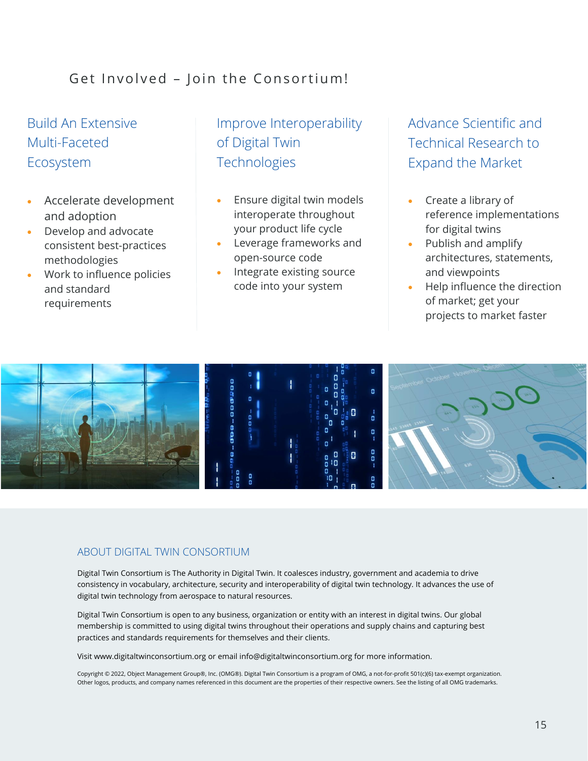# Get Involved – Join the Consortium!

## Build An Extensive Multi-Faceted Ecosystem

- Accelerate development and adoption
- Develop and advocate consistent best-practices methodologies
- Work to influence policies and standard requirements

## Improve Interoperability of Digital Twin Technologies

- Ensure digital twin models interoperate throughout your product life cycle
- Leverage frameworks and open-source code
- Integrate existing source code into your system

## Advance Scientific and Technical Research to Expand the Market

- Create a library of reference implementations for digital twins
- Publish and amplify architectures, statements, and viewpoints
- Help influence the direction of market; get your projects to market faster

## ABOUT DIGITAL TWIN CONSORTIUM

Digital Twin Consortium is The Authority in Digital Twin. It coalesces industry, government and academia to drive consistency in vocabulary, architecture, security and interoperability of digital twin technology. It advances the use of digital twin technology from aerospace to natural resources.

Digital Twin Consortium is open to any business, organization or entity with an interest in digital twins. Our global membership is committed to using digital twins throughout their operations and supply chains and capturing best practices and standards requirements for themselves and their clients.

Visit www.digitaltwinconsortium.org or email info@digitaltwinconsortium.org for more information.

Copyright © 2022, Object Management Group®, Inc. (OMG®). Digital Twin Consortium is a program of OMG, a not-for-profit 501(c)(6) tax-exempt organization. Other logos, products, and company names referenced in this document are the properties of their respective owners. See the listing of all OMG trademarks.